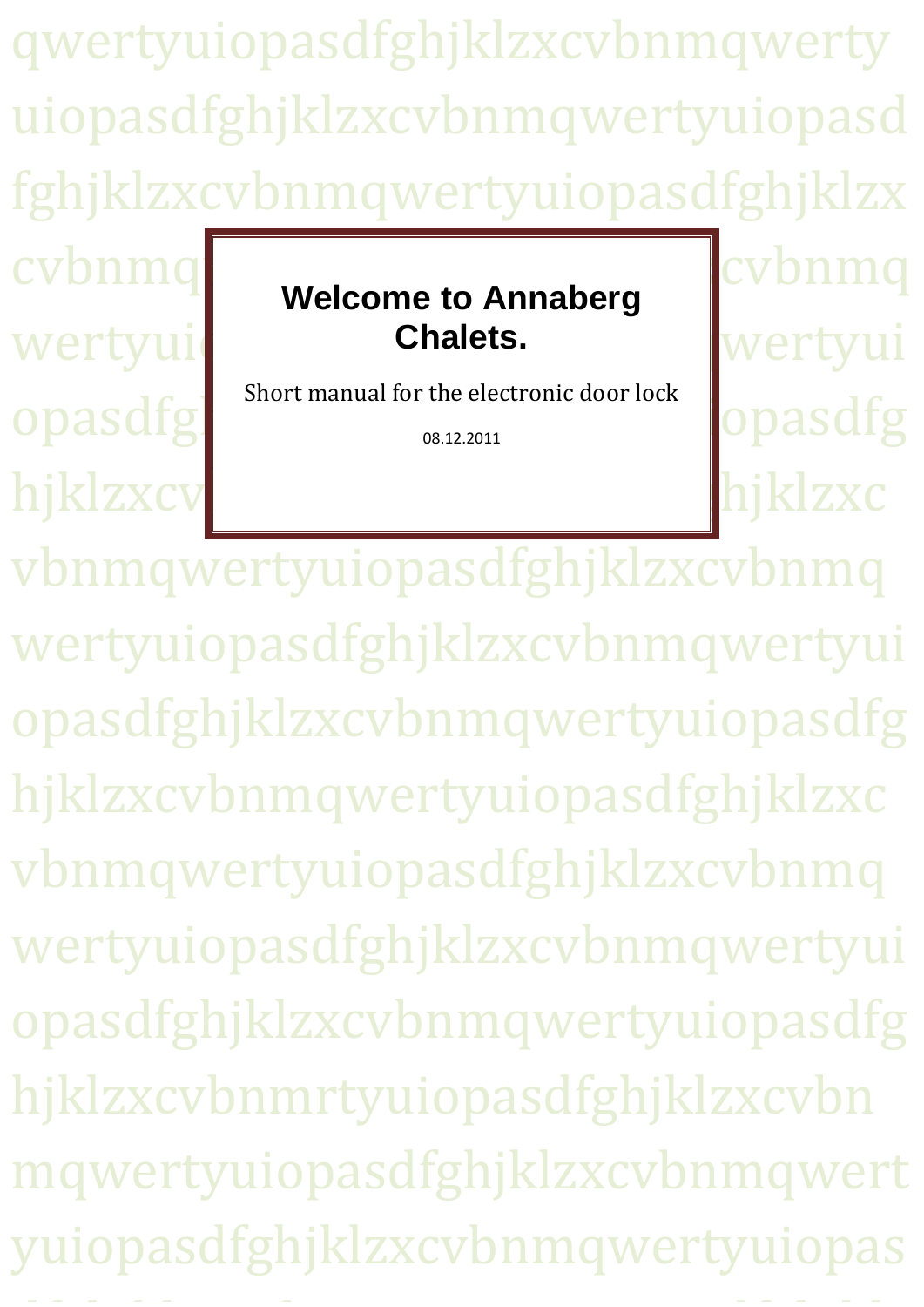# Welcome to Annaberg Chalets.

Short manual for the electronic door lock

08.12.2011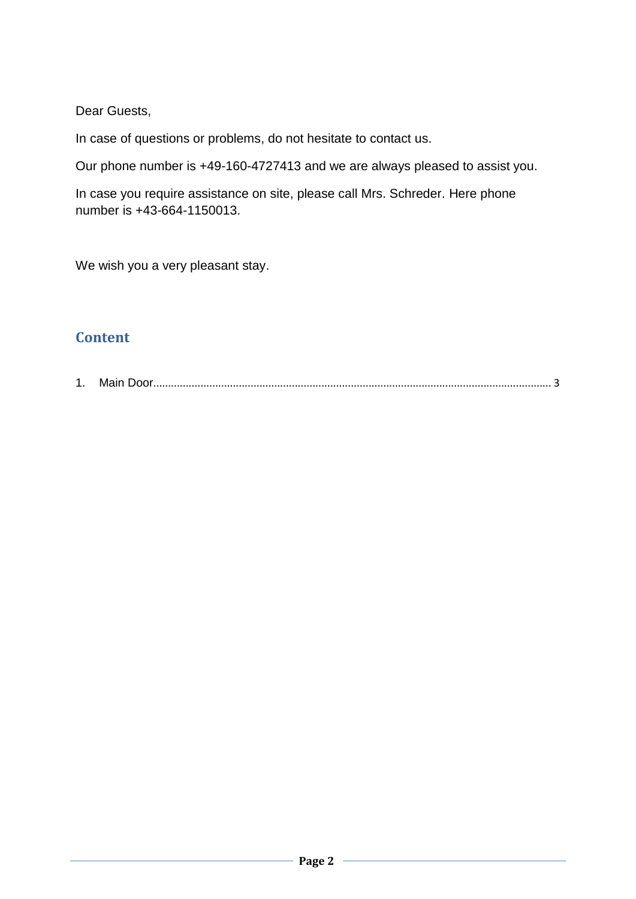Dear Guests,

In case of questions or problems, do not hesitate to contact us.

Our phone number is +49-160-4727413 and we are always pleased to assist you.

In case you require assistance on site, please call Mrs. Schreder. Here phone number is +43-664-1150013.

We wish you a very pleasant stay.

## Content

1. Main Door........................................................................................................................................ 3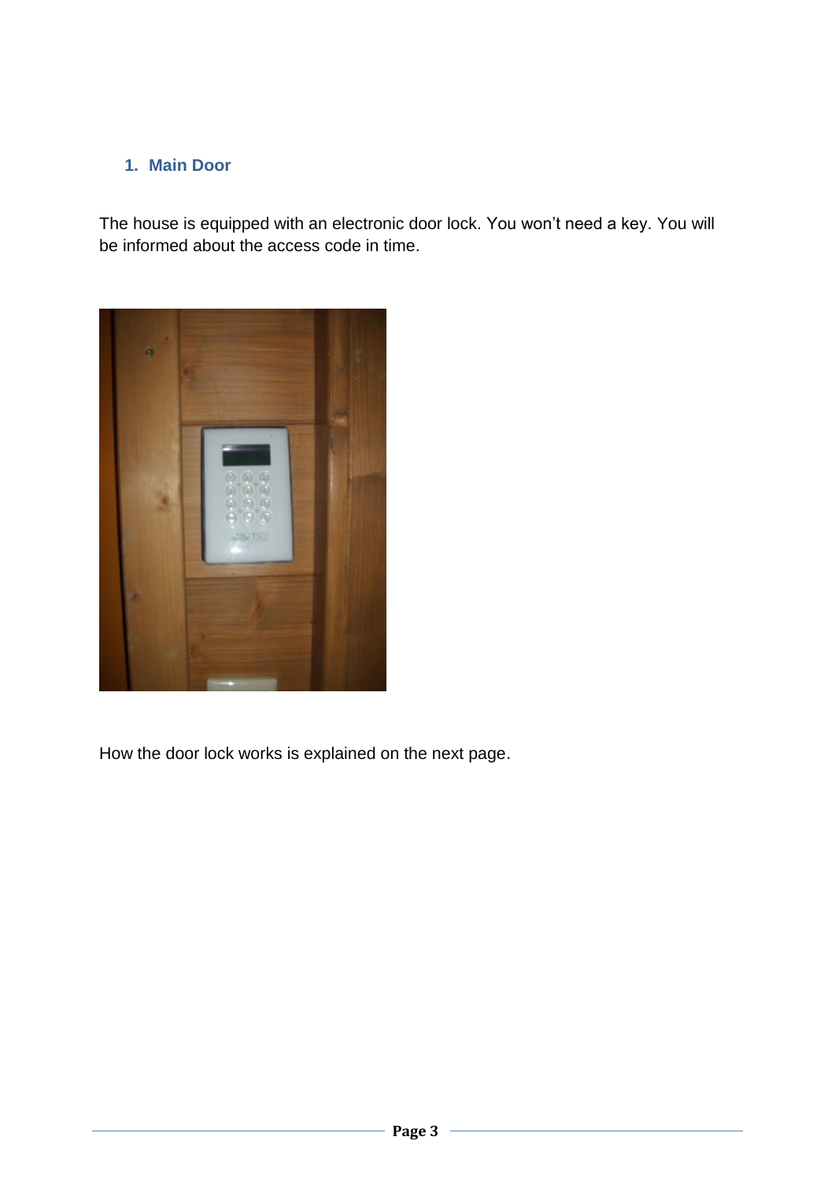## 1. Main Door

The house is equipped with an electronic door lock. You won't need a key. You will be informed about the access code in time.

How the door lock works is explained on the next page.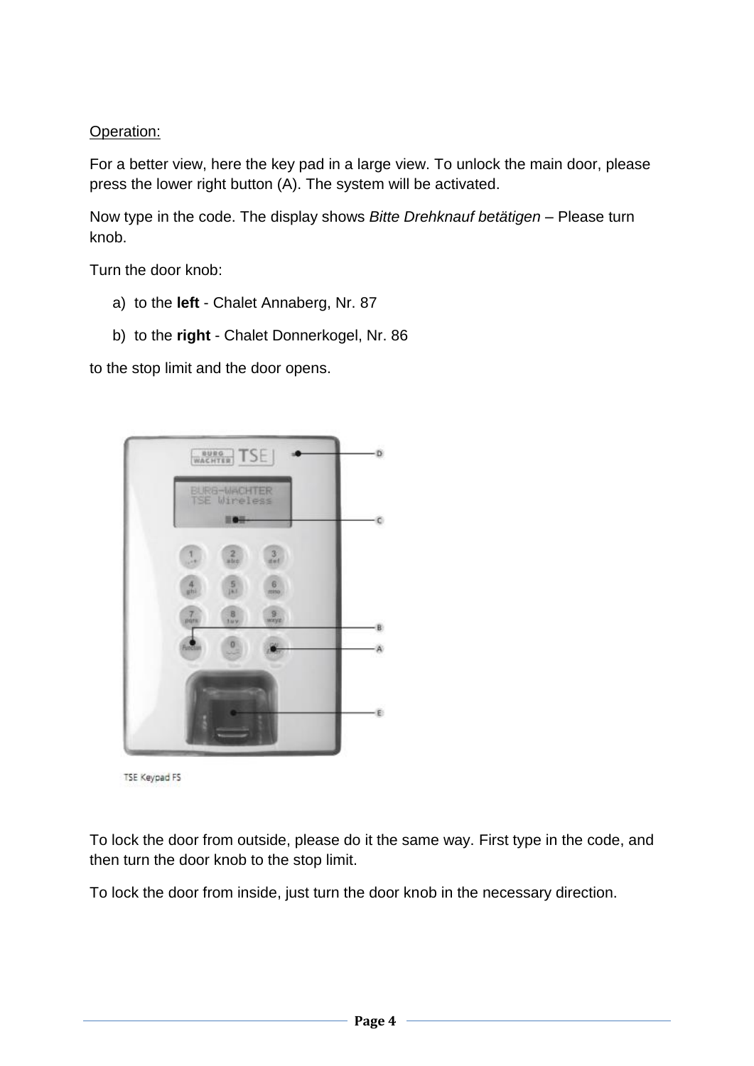Operation:

For a better view, here the key pad in a large view. To unlock the main door, please press the lower right button (A). The system will be activated.

Now type in the code. The display shows *Bitte Drehknauf betätigen* – Please turn knob.

Turn the door knob:

a) to the **left** - Chalet Annaberg, Nr. 87

b) to the **right** - Chalet Donnerkogel, Nr. 86

to the stop limit and the door opens.

TSE Keypad FS

To lock the door from outside, please do it the same way. First type in the code, and then turn the door knob to the stop limit.

To lock the door from inside, just turn the door knob in the necessary direction.